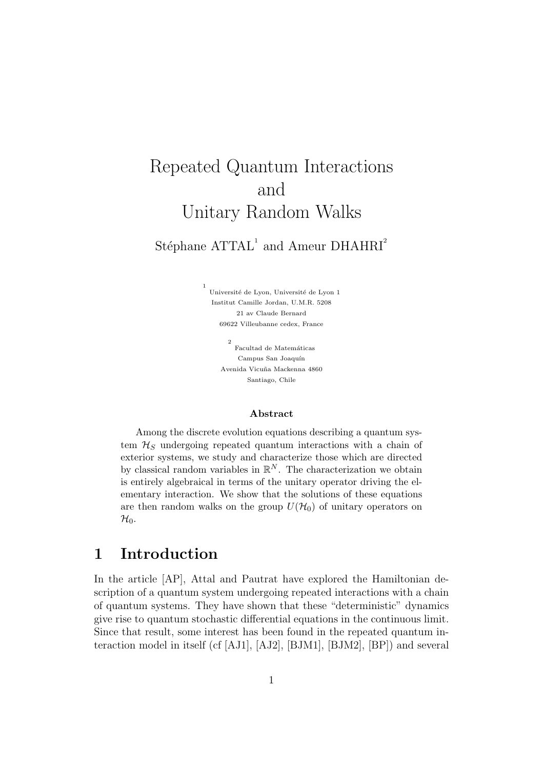# Repeated Quantum Interactions and Unitary Random Walks

Stéphane ATTAL[1] and Ameur DHAHRI[2]

[1] Université de Lyon, Université de Lyon 1
Institut Camille Jordan, U.M.R. 5208
21 av Claude Bernard
69622 Villeubanne cedex, France

[2] Facultad de Matemáticas
Campus San Joaquín
Avenida Vicuña Mackenna 4860
Santiago, Chile

### Abstract

Among the discrete evolution equations describing a quantum system $\mathcal{H}_S$ undergoing repeated quantum interactions with a chain of exterior systems, we study and characterize those which are directed by classical random variables in $\mathbb{R}^N$. The characterization we obtain is entirely algebraical in terms of the unitary operator driving the elementary interaction. We show that the solutions of these equations are then random walks on the group $U(\mathcal{H}_0)$ of unitary operators on $\mathcal{H}_0$.

## 1 Introduction

In the article [AP], Attal and Pautrat have explored the Hamiltonian description of a quantum system undergoing repeated interactions with a chain of quantum systems. They have shown that these "deterministic" dynamics give rise to quantum stochastic differential equations in the continuous limit. Since that result, some interest has been found in the repeated quantum interaction model in itself (cf [AJ1], [AJ2], [BJM1], [BJM2], [BP]) and several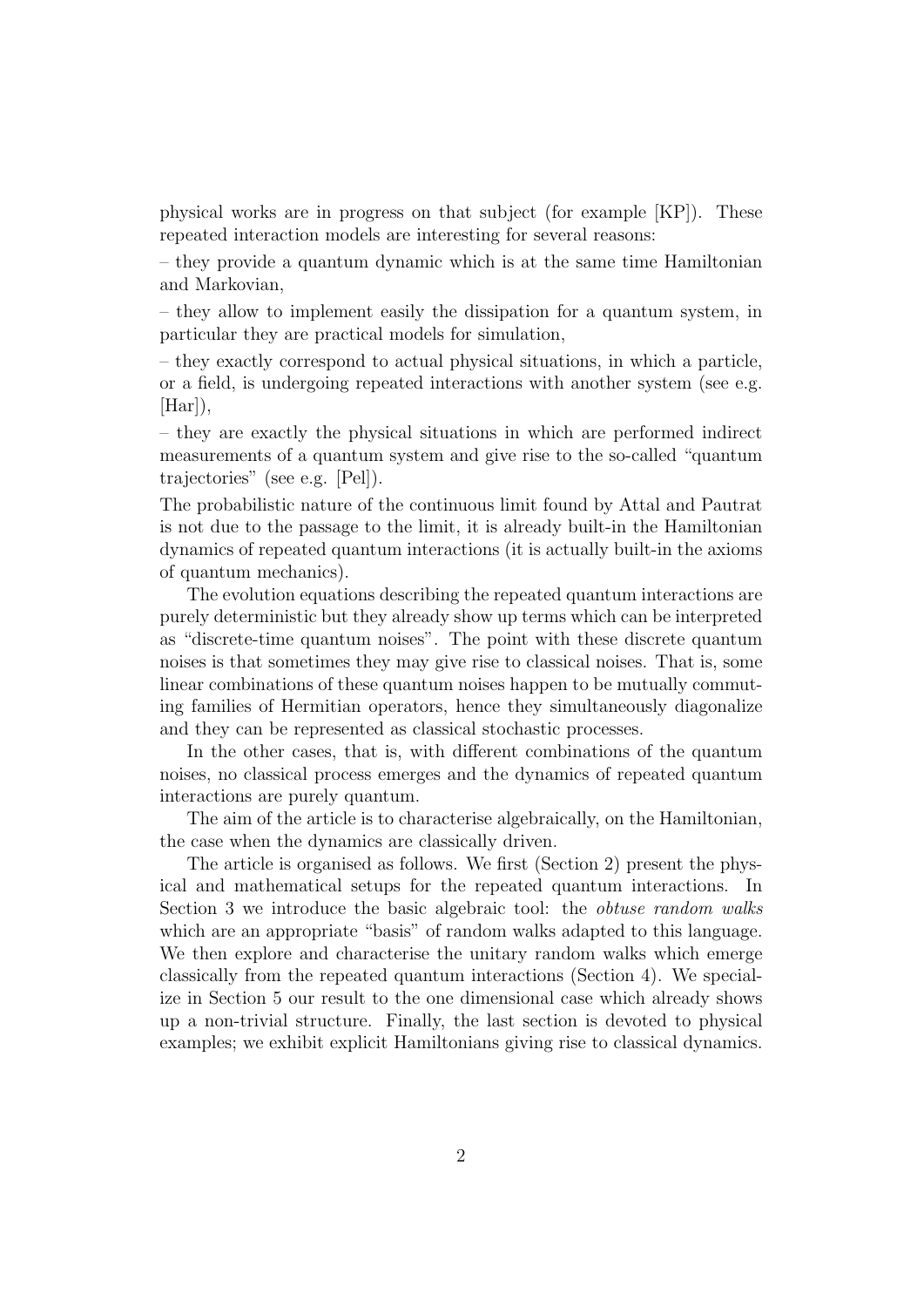physical works are in progress on that subject (for example [KP]). These repeated interaction models are interesting for several reasons:

– they provide a quantum dynamic which is at the same time Hamiltonian and Markovian,

– they allow to implement easily the dissipation for a quantum system, in particular they are practical models for simulation,

– they exactly correspond to actual physical situations, in which a particle, or a field, is undergoing repeated interactions with another system (see e.g. [Har]),

– they are exactly the physical situations in which are performed indirect measurements of a quantum system and give rise to the so-called "quantum trajectories" (see e.g. [Pel]).

The probabilistic nature of the continuous limit found by Attal and Pautrat is not due to the passage to the limit, it is already built-in the Hamiltonian dynamics of repeated quantum interactions (it is actually built-in the axioms of quantum mechanics).

The evolution equations describing the repeated quantum interactions are purely deterministic but they already show up terms which can be interpreted as "discrete-time quantum noises". The point with these discrete quantum noises is that sometimes they may give rise to classical noises. That is, some linear combinations of these quantum noises happen to be mutually commuting families of Hermitian operators, hence they simultaneously diagonalize and they can be represented as classical stochastic processes.

In the other cases, that is, with different combinations of the quantum noises, no classical process emerges and the dynamics of repeated quantum interactions are purely quantum.

The aim of the article is to characterise algebraically, on the Hamiltonian, the case when the dynamics are classically driven.

The article is organised as follows. We first (Section 2) present the physical and mathematical setups for the repeated quantum interactions. In Section 3 we introduce the basic algebraic tool: the *obtuse random walks* which are an appropriate "basis" of random walks adapted to this language. We then explore and characterise the unitary random walks which emerge classically from the repeated quantum interactions (Section 4). We specialize in Section 5 our result to the one dimensional case which already shows up a non-trivial structure. Finally, the last section is devoted to physical examples; we exhibit explicit Hamiltonians giving rise to classical dynamics.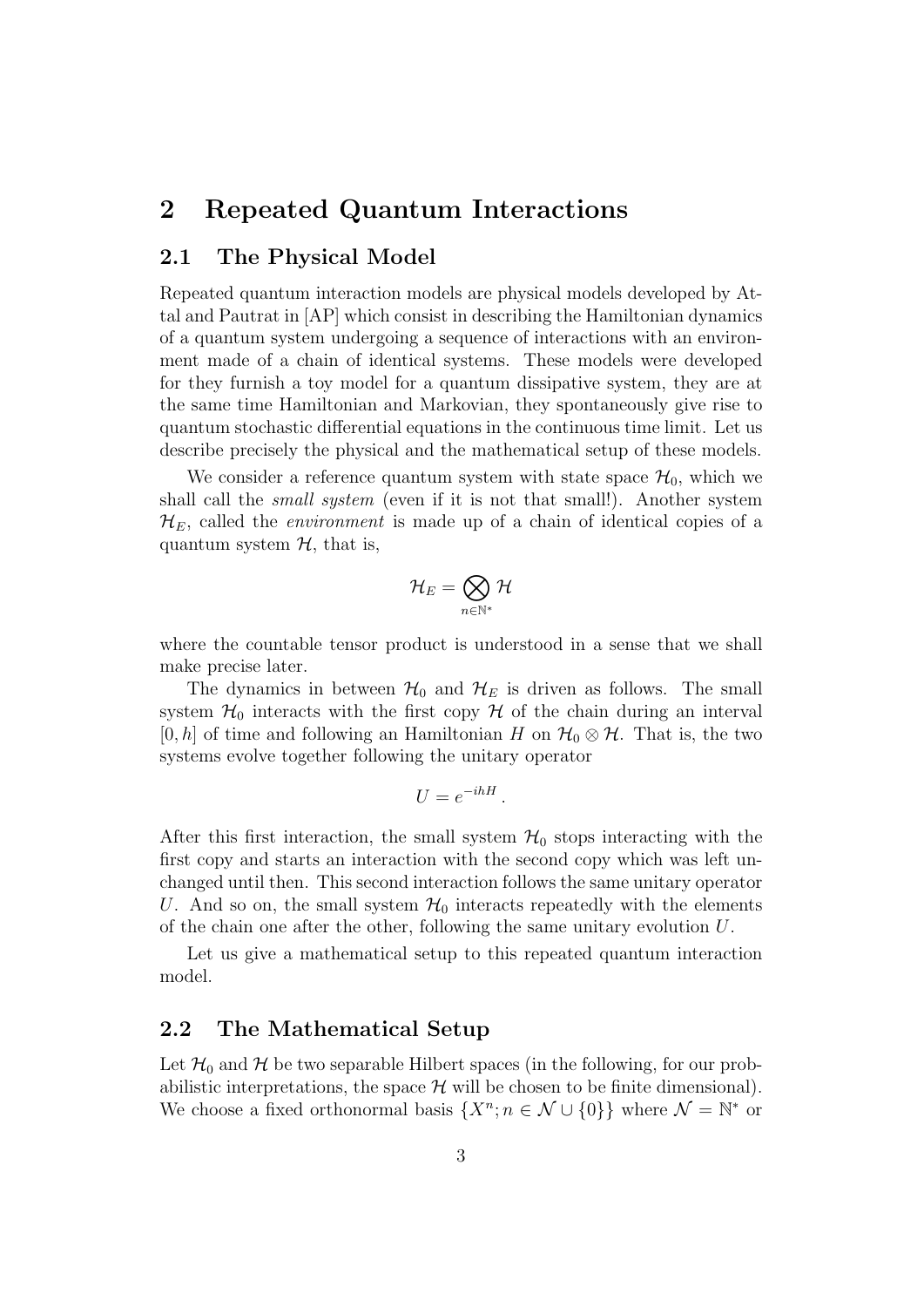# 2 Repeated Quantum Interactions

## 2.1 The Physical Model

Repeated quantum interaction models are physical models developed by Attal and Pautrat in [AP] which consist in describing the Hamiltonian dynamics of a quantum system undergoing a sequence of interactions with an environment made of a chain of identical systems. These models were developed for they furnish a toy model for a quantum dissipative system, they are at the same time Hamiltonian and Markovian, they spontaneously give rise to quantum stochastic differential equations in the continuous time limit. Let us describe precisely the physical and the mathematical setup of these models.

We consider a reference quantum system with state space $\mathcal{H}_0$, which we shall call the *small system* (even if it is not that small!). Another system $\mathcal{H}_E$, called the *environment* is made up of a chain of identical copies of a quantum system $\mathcal{H}$, that is,

$$\mathcal{H}_E = \bigotimes_{n \in \mathbb{N}^*} \mathcal{H}$$

where the countable tensor product is understood in a sense that we shall make precise later.

The dynamics in between $\mathcal{H}_0$ and $\mathcal{H}_E$ is driven as follows. The small system $\mathcal{H}_0$ interacts with the first copy $\mathcal{H}$ of the chain during an interval $[0, h]$ of time and following an Hamiltonian $H$ on $\mathcal{H}_0 \otimes \mathcal{H}$. That is, the two systems evolve together following the unitary operator

$$U = e^{-ihH}\,.$$

After this first interaction, the small system $\mathcal{H}_0$ stops interacting with the first copy and starts an interaction with the second copy which was left unchanged until then. This second interaction follows the same unitary operator $U$. And so on, the small system $\mathcal{H}_0$ interacts repeatedly with the elements of the chain one after the other, following the same unitary evolution $U$.

Let us give a mathematical setup to this repeated quantum interaction model.

## 2.2 The Mathematical Setup

Let $\mathcal{H}_0$ and $\mathcal{H}$ be two separable Hilbert spaces (in the following, for our probabilistic interpretations, the space $\mathcal{H}$ will be chosen to be finite dimensional). We choose a fixed orthonormal basis $\{X^n; n \in \mathcal{N} \cup \{0\}\}$ where $\mathcal{N} = \mathbb{N}^*$ or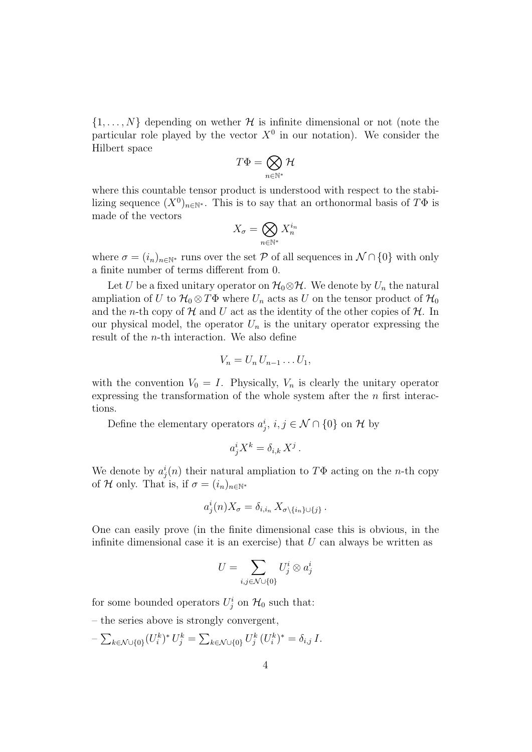$\{1, \ldots, N\}$ depending on wether $\mathcal{H}$ is infinite dimensional or not (note the particular role played by the vector $X^0$ in our notation). We consider the Hilbert space

$$T\Phi = \bigotimes_{n \in \mathbb{N}^*} \mathcal{H}$$

where this countable tensor product is understood with respect to the stabilizing sequence $(X^0)_{n \in \mathbb{N}^*}$. This is to say that an orthonormal basis of $T\Phi$ is made of the vectors

$$X_\sigma = \bigotimes_{n \in \mathbb{N}^*} X_n^{i_n}$$

where $\sigma = (i_n)_{n \in \mathbb{N}^*}$ runs over the set $\mathcal{P}$ of all sequences in $\mathcal{N} \cap \{0\}$ with only a finite number of terms different from 0.

Let $U$ be a fixed unitary operator on $\mathcal{H}_0 \otimes \mathcal{H}$. We denote by $U_n$ the natural ampliation of $U$ to $\mathcal{H}_0 \otimes T\Phi$ where $U_n$ acts as $U$ on the tensor product of $\mathcal{H}_0$ and the $n$-th copy of $\mathcal{H}$ and $U$ act as the identity of the other copies of $\mathcal{H}$. In our physical model, the operator $U_n$ is the unitary operator expressing the result of the $n$-th interaction. We also define

$$V_n = U_n \, U_{n-1} \ldots U_1,$$

with the convention $V_0 = I$. Physically, $V_n$ is clearly the unitary operator expressing the transformation of the whole system after the $n$ first interactions.

Define the elementary operators $a^i_j$, $i, j \in \mathcal{N} \cap \{0\}$ on $\mathcal{H}$ by

$$a^i_j X^k = \delta_{i,k} \, X^j \, .$$

We denote by $a^i_j(n)$ their natural ampliation to $T\Phi$ acting on the $n$-th copy of $\mathcal{H}$ only. That is, if $\sigma = (i_n)_{n \in \mathbb{N}^*}$

$$a^i_j(n) X_\sigma = \delta_{i,i_n} \, X_{\sigma \setminus \{i_n\} \cup \{j\}} \, .$$

One can easily prove (in the finite dimensional case this is obvious, in the infinite dimensional case it is an exercise) that $U$ can always be written as

$$U = \sum_{i,j \in \mathcal{N} \cup \{0\}} U^i_j \otimes a^i_j$$

for some bounded operators $U^i_j$ on $\mathcal{H}_0$ such that:

– the series above is strongly convergent,

– $\sum_{k \in \mathcal{N} \cup \{0\}} (U^k_i)^* \, U^k_j = \sum_{k \in \mathcal{N} \cup \{0\}} U^k_j \, (U^k_i)^* = \delta_{i,j} \, I$.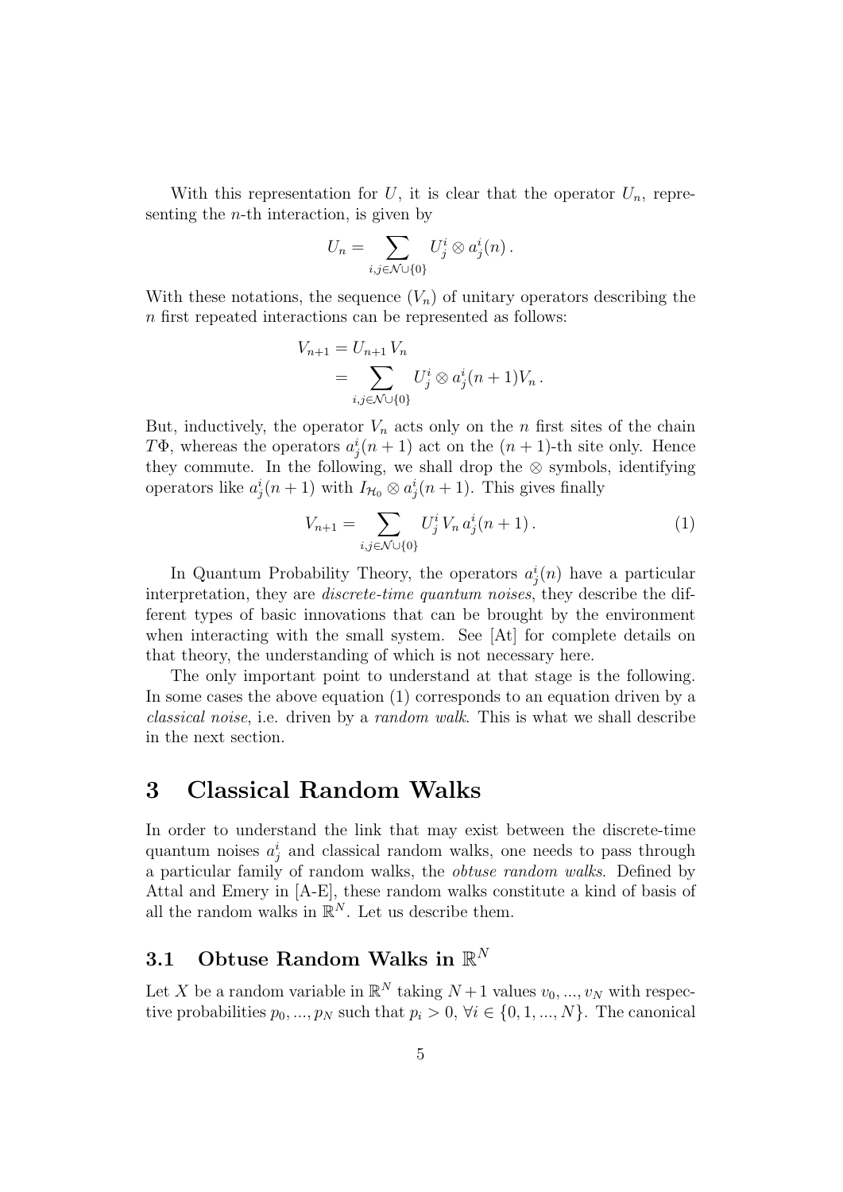With this representation for $U$, it is clear that the operator $U_n$, representing the $n$-th interaction, is given by

$$U_n = \sum_{i,j \in \mathcal{N} \cup \{0\}} U^i_j \otimes a^i_j(n)\,.$$

With these notations, the sequence $(V_n)$ of unitary operators describing the $n$ first repeated interactions can be represented as follows:

$$\begin{aligned} V_{n+1} &= U_{n+1}\, V_n \\ &= \sum_{i,j \in \mathcal{N} \cup \{0\}} U^i_j \otimes a^i_j(n+1) V_n\,. \end{aligned}$$

But, inductively, the operator $V_n$ acts only on the $n$ first sites of the chain $T\Phi$, whereas the operators $a^i_j(n+1)$ act on the $(n+1)$-th site only. Hence they commute. In the following, we shall drop the $\otimes$ symbols, identifying operators like $a^i_j(n+1)$ with $I_{\mathcal{H}_0} \otimes a^i_j(n+1)$. This gives finally

$$V_{n+1} = \sum_{i,j \in \mathcal{N} \cup \{0\}} U^i_j\, V_n\, a^i_j(n+1)\,. \tag{1}$$

In Quantum Probability Theory, the operators $a^i_j(n)$ have a particular interpretation, they are *discrete-time quantum noises*, they describe the different types of basic innovations that can be brought by the environment when interacting with the small system. See [At] for complete details on that theory, the understanding of which is not necessary here.

The only important point to understand at that stage is the following. In some cases the above equation (1) corresponds to an equation driven by a *classical noise*, i.e. driven by a *random walk*. This is what we shall describe in the next section.

# 3 Classical Random Walks

In order to understand the link that may exist between the discrete-time quantum noises $a^i_j$ and classical random walks, one needs to pass through a particular family of random walks, the *obtuse random walks*. Defined by Attal and Emery in [A-E], these random walks constitute a kind of basis of all the random walks in $\mathbb{R}^N$. Let us describe them.

## 3.1 Obtuse Random Walks in $\mathbb{R}^N$

Let $X$ be a random variable in $\mathbb{R}^N$ taking $N+1$ values $v_0, ..., v_N$ with respective probabilities $p_0, ..., p_N$ such that $p_i > 0$, $\forall i \in \{0, 1, ..., N\}$. The canonical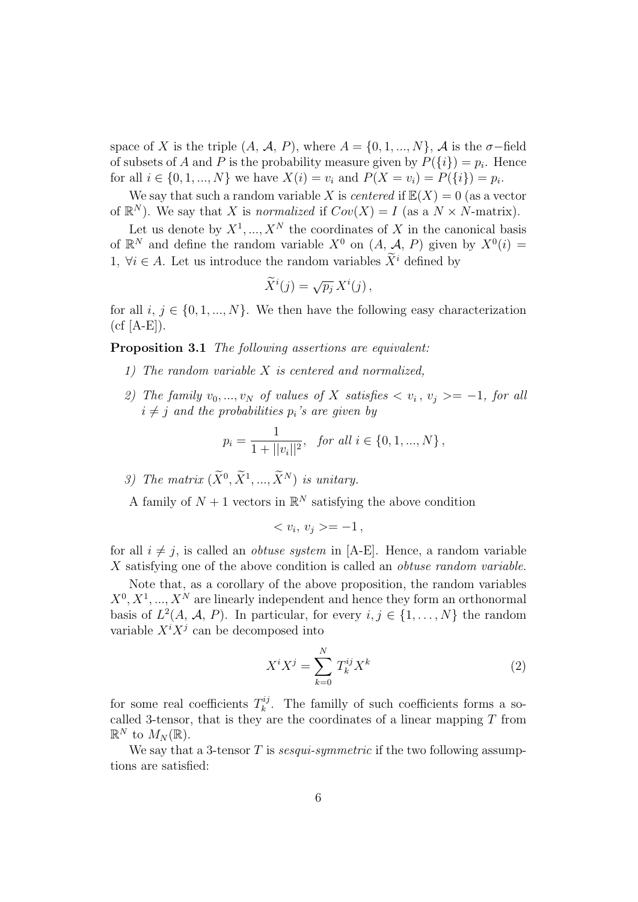space of $X$ is the triple $(A, \mathcal{A}, P)$, where $A = \{0, 1, ..., N\}$, $\mathcal{A}$ is the $\sigma$−field of subsets of $A$ and $P$ is the probability measure given by $P(\{i\}) = p_i$. Hence for all $i \in \{0, 1, ..., N\}$ we have $X(i) = v_i$ and $P(X = v_i) = P(\{i\}) = p_i$.

We say that such a random variable $X$ is *centered* if $\mathbb{E}(X) = 0$ (as a vector of $\mathbb{R}^N$). We say that $X$ is *normalized* if $Cov(X) = I$ (as a $N \times N$-matrix).

Let us denote by $X^1, ..., X^N$ the coordinates of $X$ in the canonical basis of $\mathbb{R}^N$ and define the random variable $X^0$ on $(A, \mathcal{A}, P)$ given by $X^0(i) = 1, \ \forall i \in A$. Let us introduce the random variables $\widetilde{X}^i$ defined by

$$\widetilde{X}^i(j) = \sqrt{p_j}\, X^i(j)\,,$$

for all $i, j \in \{0, 1, ..., N\}$. We then have the following easy characterization (cf [A-E]).

**Proposition 3.1** *The following assertions are equivalent:*

1) *The random variable $X$ is centered and normalized,*

2) *The family $v_0, ..., v_N$ of values of $X$ satisfies $< v_i\,, v_j >= -1$, for all $i \neq j$ and the probabilities $p_i$'s are given by*

$$p_i = \frac{1}{1 + ||v_i||^2}, \quad \text{for all } i \in \{0, 1, ..., N\}\,,$$

3) *The matrix $(\widetilde{X}^0, \widetilde{X}^1, ..., \widetilde{X}^N)$ is unitary.*

A family of $N + 1$ vectors in $\mathbb{R}^N$ satisfying the above condition

$$< v_i, \, v_j >= -1\,,$$

for all $i \neq j$, is called an *obtuse system* in [A-E]. Hence, a random variable $X$ satisfying one of the above condition is called an *obtuse random variable*.

Note that, as a corollary of the above proposition, the random variables $X^0, X^1, ..., X^N$ are linearly independent and hence they form an orthonormal basis of $L^2(A, \mathcal{A}, P)$. In particular, for every $i, j \in \{1, \ldots, N\}$ the random variable $X^i X^j$ can be decomposed into

$$X^i X^j = \sum_{k=0}^{N} T_k^{ij} X^k \tag{2}$$

for some real coefficients $T_k^{ij}$. The familly of such coefficients forms a so-called 3-tensor, that is they are the coordinates of a linear mapping $T$ from $\mathbb{R}^N$ to $M_N(\mathbb{R})$.

We say that a 3-tensor $T$ is *sesqui-symmetric* if the two following assumptions are satisfied: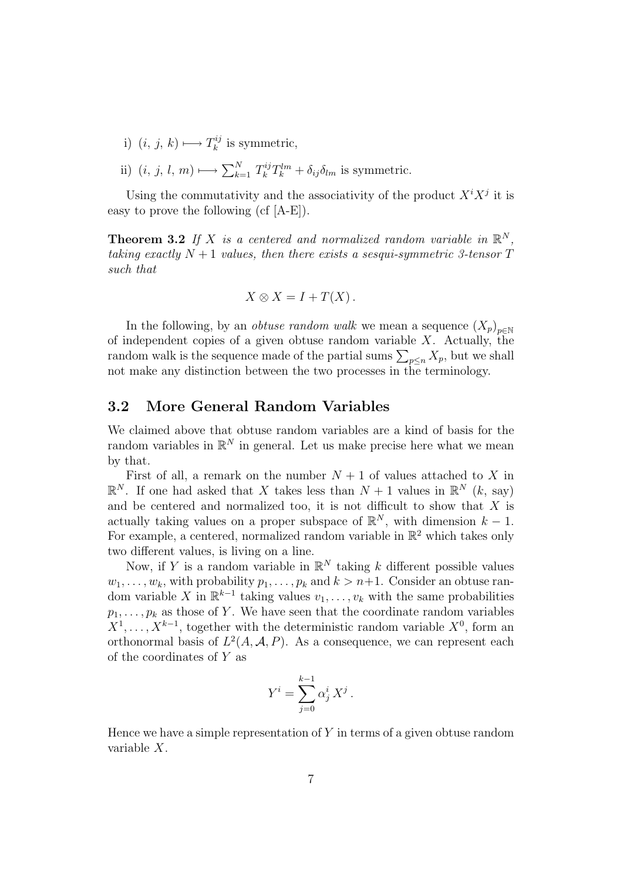i) $(i,\, j,\, k) \longmapsto T_k^{ij}$ is symmetric,

ii) $(i,\, j,\, l,\, m) \longmapsto \sum_{k=1}^N T_k^{ij} T_k^{lm} + \delta_{ij}\delta_{lm}$ is symmetric.

Using the commutativity and the associativity of the product $X^i X^j$ it is easy to prove the following (cf [A-E]).

**Theorem 3.2** *If $X$ is a centered and normalized random variable in $\mathbb{R}^N$, taking exactly $N+1$ values, then there exists a sesqui-symmetric 3-tensor $T$ such that*

$$X \otimes X = I + T(X)\,.$$

In the following, by an *obtuse random walk* we mean a sequence $(X_p)_{p\in\mathbb{N}}$ of independent copies of a given obtuse random variable $X$. Actually, the random walk is the sequence made of the partial sums $\sum_{p\leq n} X_p$, but we shall not make any distinction between the two processes in the terminology.

## 3.2 More General Random Variables

We claimed above that obtuse random variables are a kind of basis for the random variables in $\mathbb{R}^N$ in general. Let us make precise here what we mean by that.

First of all, a remark on the number $N+1$ of values attached to $X$ in $\mathbb{R}^N$. If one had asked that $X$ takes less than $N+1$ values in $\mathbb{R}^N$ ($k$, say) and be centered and normalized too, it is not difficult to show that $X$ is actually taking values on a proper subspace of $\mathbb{R}^N$, with dimension $k-1$. For example, a centered, normalized random variable in $\mathbb{R}^2$ which takes only two different values, is living on a line.

Now, if $Y$ is a random variable in $\mathbb{R}^N$ taking $k$ different possible values $w_1, \ldots, w_k$, with probability $p_1, \ldots, p_k$ and $k > n+1$. Consider an obtuse random variable $X$ in $\mathbb{R}^{k-1}$ taking values $v_1, \ldots, v_k$ with the same probabilities $p_1, \ldots, p_k$ as those of $Y$. We have seen that the coordinate random variables $X^1, \ldots, X^{k-1}$, together with the deterministic random variable $X^0$, form an orthonormal basis of $L^2(A, \mathcal{A}, P)$. As a consequence, we can represent each of the coordinates of $Y$ as

$$Y^i = \sum_{j=0}^{k-1} \alpha_j^i \, X^j\,.$$

Hence we have a simple representation of $Y$ in terms of a given obtuse random variable $X$.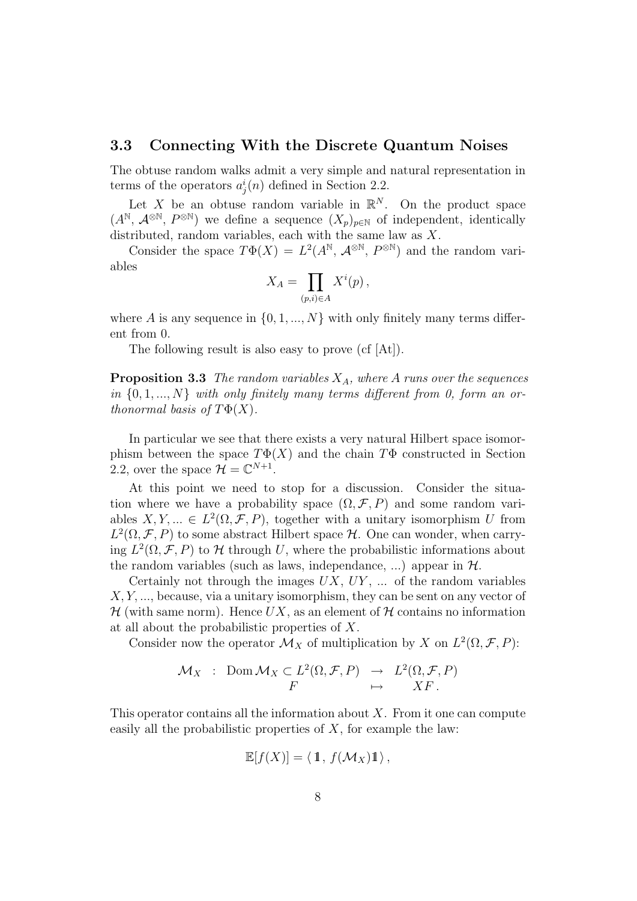### 3.3 Connecting With the Discrete Quantum Noises

The obtuse random walks admit a very simple and natural representation in terms of the operators $a^i_j(n)$ defined in Section 2.2.

Let $X$ be an obtuse random variable in $\mathbb{R}^N$. On the product space $(A^{\mathbb{N}}, \mathcal{A}^{\otimes\mathbb{N}}, P^{\otimes\mathbb{N}})$ we define a sequence $(X_p)_{p\in\mathbb{N}}$ of independent, identically distributed, random variables, each with the same law as $X$.

Consider the space $T\Phi(X) = L^2(A^{\mathbb{N}}, \mathcal{A}^{\otimes\mathbb{N}}, P^{\otimes\mathbb{N}})$ and the random variables

$$X_A = \prod_{(p,i)\in A} X^i(p)\,,$$

where $A$ is any sequence in $\{0, 1, ..., N\}$ with only finitely many terms different from 0.

The following result is also easy to prove (cf [At]).

**Proposition 3.3** *The random variables $X_A$, where $A$ runs over the sequences in $\{0, 1, ..., N\}$ with only finitely many terms different from 0, form an orthonormal basis of $T\Phi(X)$.*

In particular we see that there exists a very natural Hilbert space isomorphism between the space $T\Phi(X)$ and the chain $T\Phi$ constructed in Section 2.2, over the space $\mathcal{H} = \mathbb{C}^{N+1}$.

At this point we need to stop for a discussion. Consider the situation where we have a probability space $(\Omega, \mathcal{F}, P)$ and some random variables $X, Y, ... \in L^2(\Omega, \mathcal{F}, P)$, together with a unitary isomorphism $U$ from $L^2(\Omega, \mathcal{F}, P)$ to some abstract Hilbert space $\mathcal{H}$. One can wonder, when carrying $L^2(\Omega, \mathcal{F}, P)$ to $\mathcal{H}$ through $U$, where the probabilistic informations about the random variables (such as laws, independance, ...) appear in $\mathcal{H}$.

Certainly not through the images $UX$, $UY$, ... of the random variables $X, Y, ...$, because, via a unitary isomorphism, they can be sent on any vector of $\mathcal{H}$ (with same norm). Hence $UX$, as an element of $\mathcal{H}$ contains no information at all about the probabilistic properties of $X$.

Consider now the operator $\mathcal{M}_X$ of multiplication by $X$ on $L^2(\Omega, \mathcal{F}, P)$:

$$\begin{array}{rcl} \mathcal{M}_X \ : \ \operatorname{Dom}\mathcal{M}_X \subset L^2(\Omega, \mathcal{F}, P) & \to & L^2(\Omega, \mathcal{F}, P) \\ F & \mapsto & XF\,. \end{array}$$

This operator contains all the information about $X$. From it one can compute easily all the probabilistic properties of $X$, for example the law:

$$\mathbb{E}[f(X)] = \langle\, \mathbb{1}\,,\ f(\mathcal{M}_X)\mathbb{1}\,\rangle\,,$$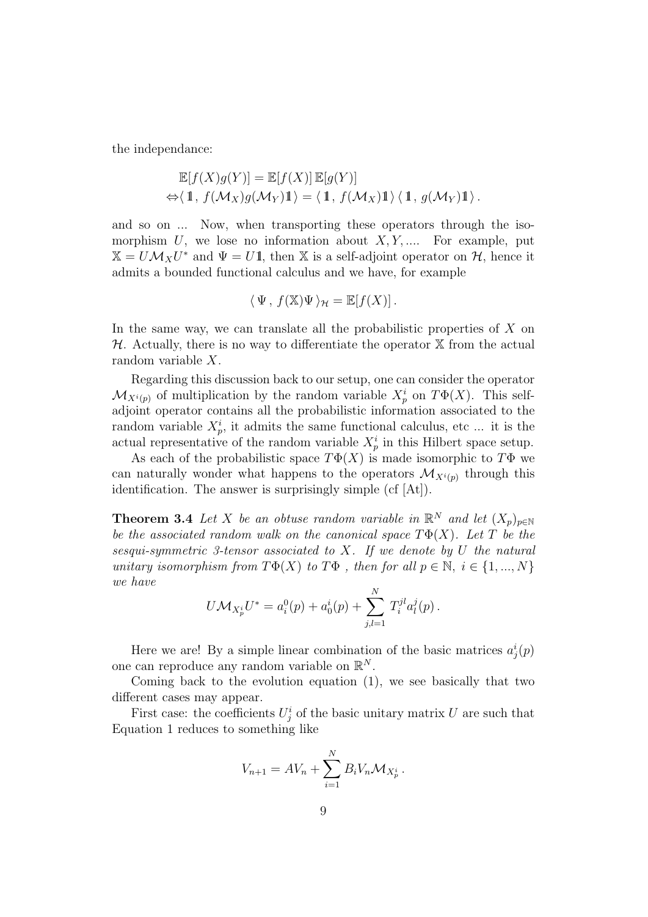the independance:

$$
\begin{aligned}
&\mathbb{E}[f(X)g(Y)] = \mathbb{E}[f(X)]\,\mathbb{E}[g(Y)] \\
\Leftrightarrow &\langle\, \mathbb{1}\,,\, f(\mathcal{M}_X)g(\mathcal{M}_Y)\mathbb{1}\,\rangle = \langle\, \mathbb{1}\,,\, f(\mathcal{M}_X)\mathbb{1}\,\rangle\,\langle\, \mathbb{1}\,,\, g(\mathcal{M}_Y)\mathbb{1}\,\rangle\,.
\end{aligned}
$$

and so on ... Now, when transporting these operators through the isomorphism $U$, we lose no information about $X, Y, \ldots$. For example, put $\mathbb{X} = U\mathcal{M}_X U^*$ and $\Psi = U\mathbb{1}$, then $\mathbb{X}$ is a self-adjoint operator on $\mathcal{H}$, hence it admits a bounded functional calculus and we have, for example

$$
\langle\, \Psi\,,\, f(\mathbb{X})\Psi\,\rangle_{\mathcal{H}} = \mathbb{E}[f(X)]\,.
$$

In the same way, we can translate all the probabilistic properties of $X$ on $\mathcal{H}$. Actually, there is no way to differentiate the operator $\mathbb{X}$ from the actual random variable $X$.

Regarding this discussion back to our setup, one can consider the operator $\mathcal{M}_{X^i(p)}$ of multiplication by the random variable $X_p^i$ on $T\Phi(X)$. This self-adjoint operator contains all the probabilistic information associated to the random variable $X_p^i$, it admits the same functional calculus, etc ... it is the actual representative of the random variable $X_p^i$ in this Hilbert space setup.

As each of the probabilistic space $T\Phi(X)$ is made isomorphic to $T\Phi$ we can naturally wonder what happens to the operators $\mathcal{M}_{X^i(p)}$ through this identification. The answer is surprisingly simple (cf [At]).

**Theorem 3.4** *Let $X$ be an obtuse random variable in $\mathbb{R}^N$ and let $(X_p)_{p\in\mathbb{N}}$ be the associated random walk on the canonical space $T\Phi(X)$. Let $T$ be the sesqui-symmetric 3-tensor associated to $X$. If we denote by $U$ the natural unitary isomorphism from $T\Phi(X)$ to $T\Phi$ , then for all $p \in \mathbb{N}$, $i \in \{1, \ldots, N\}$ we have*

$$
U\mathcal{M}_{X_p^i}U^* = a_i^0(p) + a_0^i(p) + \sum_{j,l=1}^{N} T_i^{jl} a_l^j(p)\,.
$$

Here we are! By a simple linear combination of the basic matrices $a_j^i(p)$ one can reproduce any random variable on $\mathbb{R}^N$.

Coming back to the evolution equation (1), we see basically that two different cases may appear.

First case: the coefficients $U_j^i$ of the basic unitary matrix $U$ are such that Equation 1 reduces to something like

$$
V_{n+1} = AV_n + \sum_{i=1}^{N} B_i V_n \mathcal{M}_{X_p^i}\,.
$$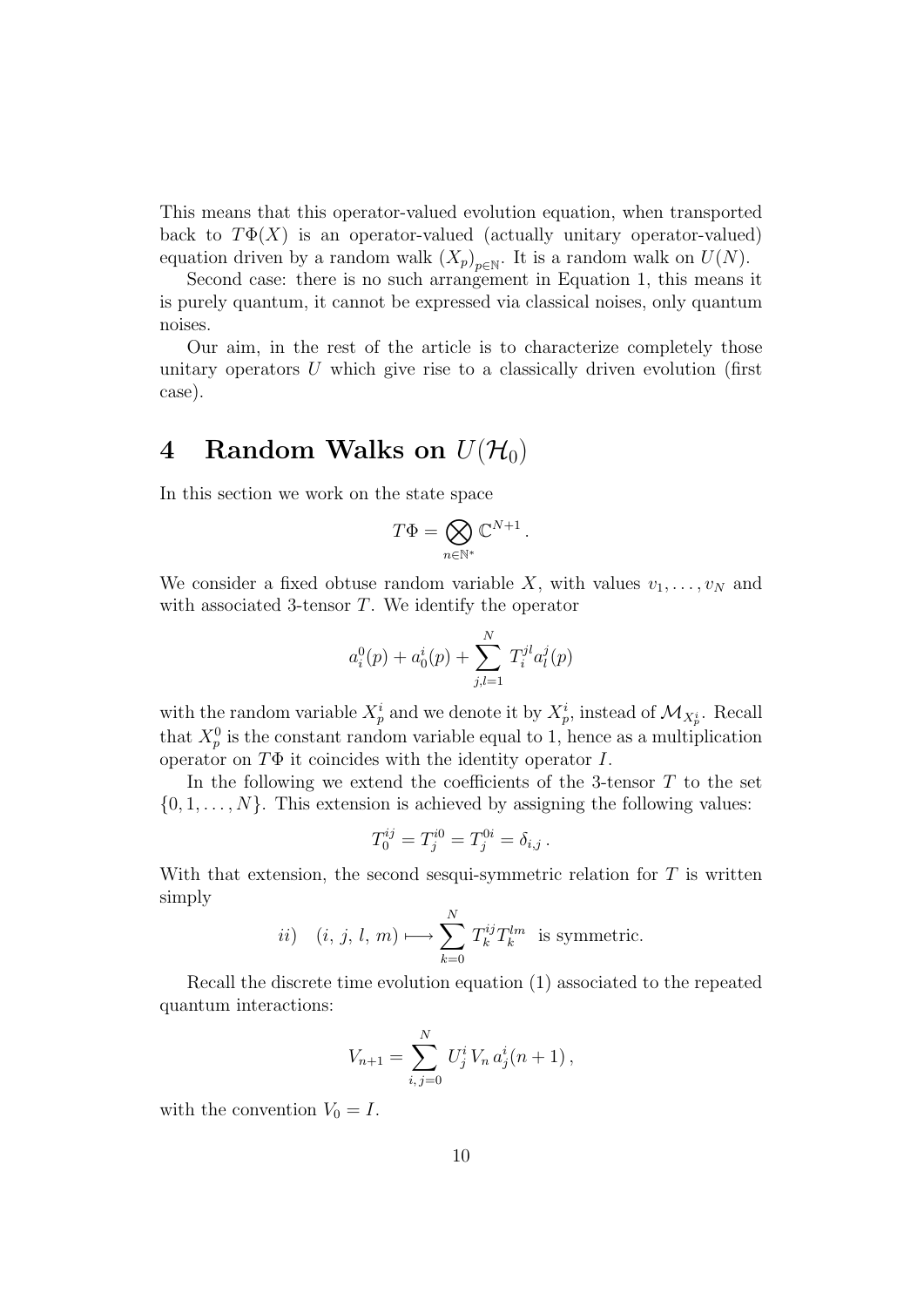This means that this operator-valued evolution equation, when transported back to $T\Phi(X)$ is an operator-valued (actually unitary operator-valued) equation driven by a random walk $(X_p)_{p\in\mathbb{N}}$. It is a random walk on $U(N)$.

Second case: there is no such arrangement in Equation 1, this means it is purely quantum, it cannot be expressed via classical noises, only quantum noises.

Our aim, in the rest of the article is to characterize completely those unitary operators $U$ which give rise to a classically driven evolution (first case).

# 4 Random Walks on $U(\mathcal{H}_0)$

In this section we work on the state space

$$T\Phi = \bigotimes_{n\in\mathbb{N}^*} \mathbb{C}^{N+1} .$$

We consider a fixed obtuse random variable $X$, with values $v_1, \ldots, v_N$ and with associated 3-tensor $T$. We identify the operator

$$a_i^0(p) + a_0^i(p) + \sum_{j,l=1}^{N} T_i^{jl} a_l^j(p)$$

with the random variable $X_p^i$ and we denote it by $X_p^i$, instead of $\mathcal{M}_{X_p^i}$. Recall that $X_p^0$ is the constant random variable equal to 1, hence as a multiplication operator on $T\Phi$ it coincides with the identity operator $I$.

In the following we extend the coefficients of the 3-tensor $T$ to the set $\{0, 1, \ldots, N\}$. This extension is achieved by assigning the following values:

$$T_0^{ij} = T_j^{i0} = T_j^{0i} = \delta_{i,j} .$$

With that extension, the second sesqui-symmetric relation for $T$ is written simply

$$ii) \quad (i,\, j,\, l,\, m) \longmapsto \sum_{k=0}^{N} T_k^{ij} T_k^{lm} \ \text{ is symmetric.}$$

Recall the discrete time evolution equation (1) associated to the repeated quantum interactions:

$$V_{n+1} = \sum_{i,\, j=0}^{N} U_j^i \, V_n \, a_j^i(n+1) ,$$

with the convention $V_0 = I$.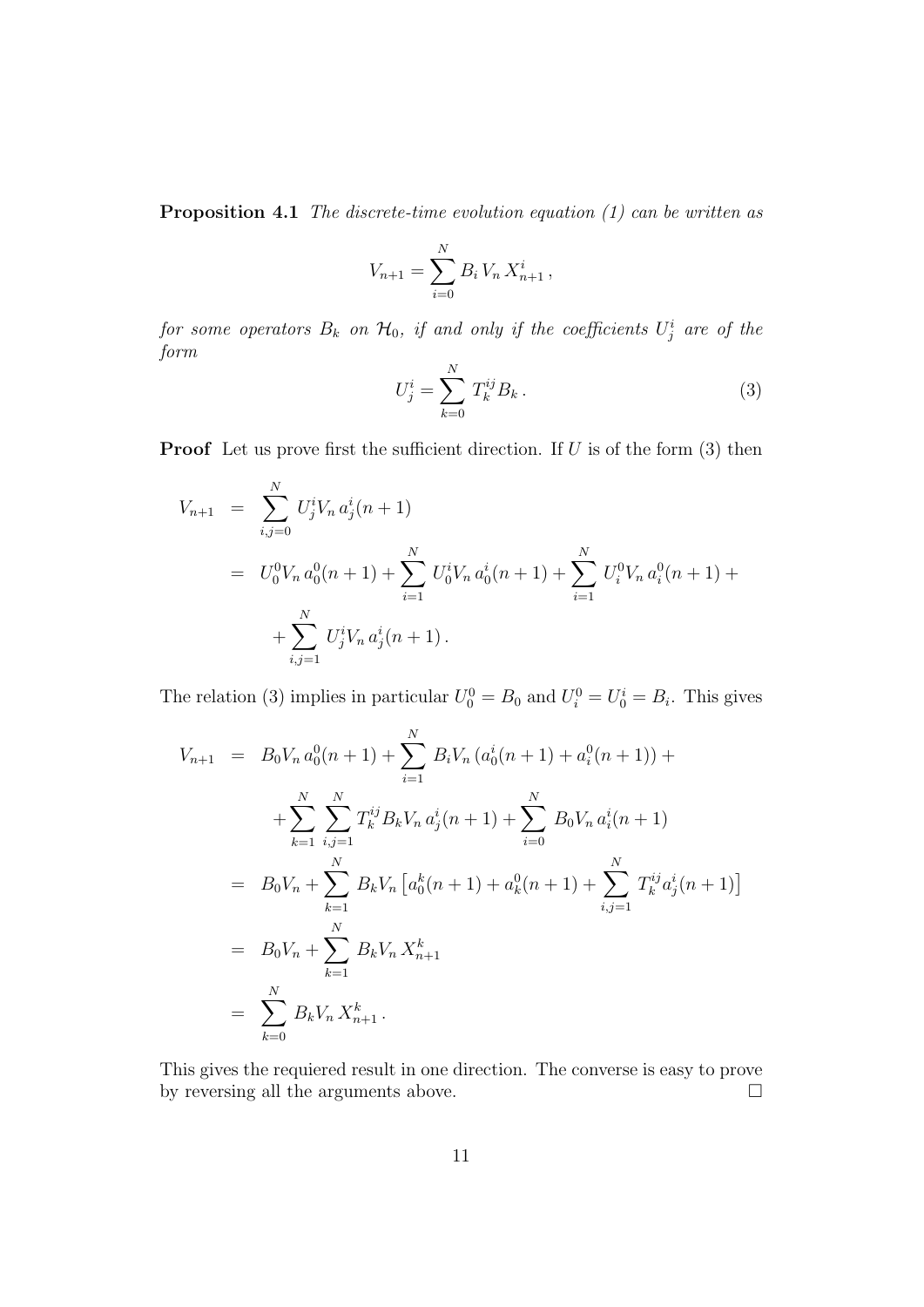**Proposition 4.1** *The discrete-time evolution equation (1) can be written as*

$$V_{n+1} = \sum_{i=0}^{N} B_i \, V_n \, X^i_{n+1} \, ,$$

*for some operators $B_k$ on $\mathcal{H}_0$, if and only if the coefficients $U^i_j$ are of the form*

$$U^i_j = \sum_{k=0}^{N} T^{ij}_k B_k \, . \tag{3}$$

**Proof** Let us prove first the sufficient direction. If $U$ is of the form (3) then

$$\begin{aligned}
V_{n+1} &= \sum_{i,j=0}^{N} U^i_j V_n \, a^i_j(n+1) \\
&= U^0_0 V_n \, a^0_0(n+1) + \sum_{i=1}^{N} U^i_0 V_n \, a^i_0(n+1) + \sum_{i=1}^{N} U^0_i V_n \, a^0_i(n+1) + \\
&\quad + \sum_{i,j=1}^{N} U^i_j V_n \, a^i_j(n+1) \, .
\end{aligned}$$

The relation (3) implies in particular $U^0_0 = B_0$ and $U^0_i = U^i_0 = B_i$. This gives

$$\begin{aligned}
V_{n+1} &= B_0 V_n \, a^0_0(n+1) + \sum_{i=1}^{N} B_i V_n \left(a^i_0(n+1) + a^0_i(n+1)\right) + \\
&\quad + \sum_{k=1}^{N} \sum_{i,j=1}^{N} T^{ij}_k B_k V_n \, a^i_j(n+1) + \sum_{i=0}^{N} B_0 V_n \, a^i_i(n+1) \\
&= B_0 V_n + \sum_{k=1}^{N} B_k V_n \left[ a^k_0(n+1) + a^0_k(n+1) + \sum_{i,j=1}^{N} T^{ij}_k a^i_j(n+1) \right] \\
&= B_0 V_n + \sum_{k=1}^{N} B_k V_n \, X^k_{n+1} \\
&= \sum_{k=0}^{N} B_k V_n \, X^k_{n+1} \, .
\end{aligned}$$

This gives the requiered result in one direction. The converse is easy to prove by reversing all the arguments above. $\square$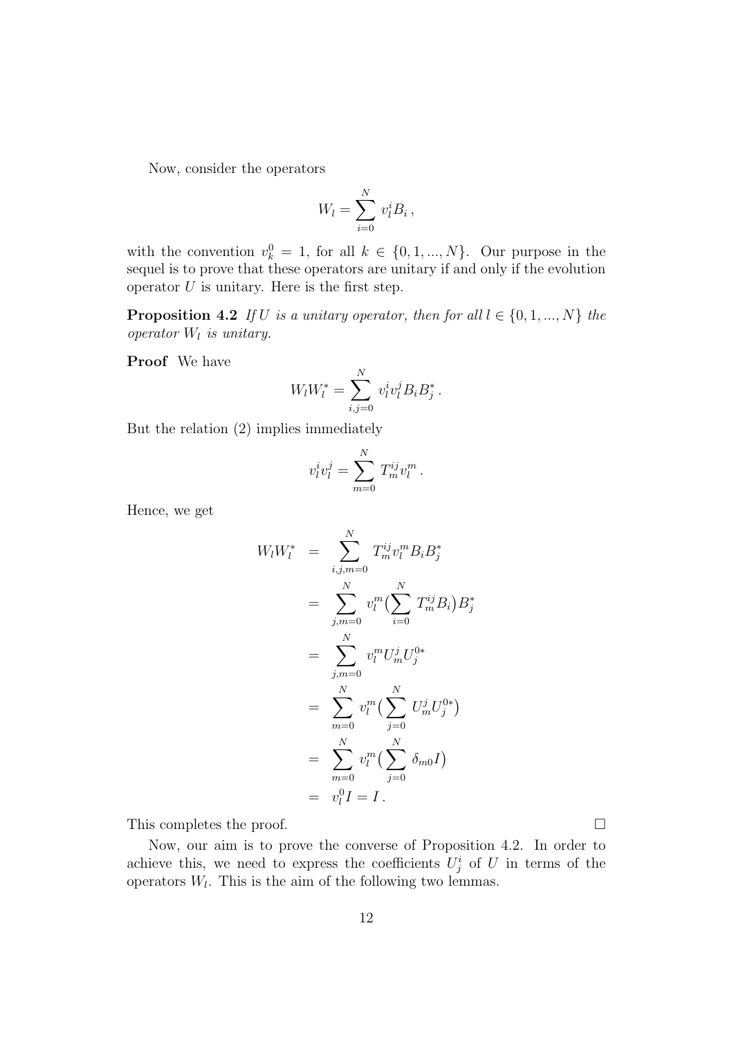Now, consider the operators

$$W_l = \sum_{i=0}^{N} v_l^i B_i \, ,$$

with the convention $v_k^0 = 1$, for all $k \in \{0, 1, ..., N\}$. Our purpose in the sequel is to prove that these operators are unitary if and only if the evolution operator $U$ is unitary. Here is the first step.

**Proposition 4.2** *If $U$ is a unitary operator, then for all $l \in \{0, 1, ..., N\}$ the operator $W_l$ is unitary.*

**Proof** We have

$$W_l W_l^* = \sum_{i,j=0}^{N} v_l^i v_l^j B_i B_j^* \, .$$

But the relation (2) implies immediately

$$v_l^i v_l^j = \sum_{m=0}^{N} T_m^{ij} v_l^m \, .$$

Hence, we get

$$\begin{aligned}
W_l W_l^* &= \sum_{i,j,m=0}^{N} T_m^{ij} v_l^m B_i B_j^* \\
&= \sum_{j,m=0}^{N} v_l^m \big( \sum_{i=0}^{N} T_m^{ij} B_i \big) B_j^* \\
&= \sum_{j,m=0}^{N} v_l^m U_m^j U_j^{0*} \\
&= \sum_{m=0}^{N} v_l^m \big( \sum_{j=0}^{N} U_m^j U_j^{0*} \big) \\
&= \sum_{m=0}^{N} v_l^m \big( \sum_{j=0}^{N} \delta_{m0} I \big) \\
&= v_l^0 I = I \, .
\end{aligned}$$

This completes the proof. $\square$

Now, our aim is to prove the converse of Proposition 4.2. In order to achieve this, we need to express the coefficients $U_j^i$ of $U$ in terms of the operators $W_l$. This is the aim of the following two lemmas.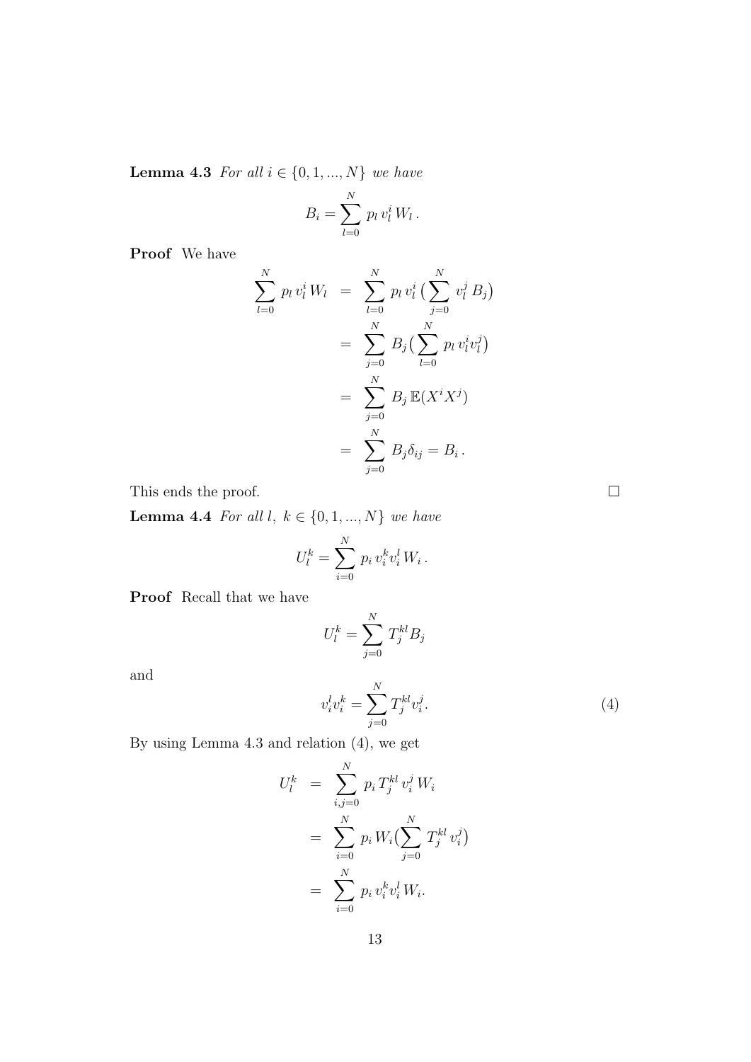**Lemma 4.3** *For all $i \in \{0, 1, ..., N\}$ we have*

$$B_i = \sum_{l=0}^{N} p_l \, v_l^i \, W_l \, .$$

**Proof** We have

$$\begin{aligned}
\sum_{l=0}^{N} p_l \, v_l^i \, W_l &= \sum_{l=0}^{N} p_l \, v_l^i \, \big( \sum_{j=0}^{N} v_l^j \, B_j \big) \\
&= \sum_{j=0}^{N} B_j \big( \sum_{l=0}^{N} p_l \, v_l^i v_l^j \big) \\
&= \sum_{j=0}^{N} B_j \, \mathbb{E}(X^i X^j) \\
&= \sum_{j=0}^{N} B_j \delta_{ij} = B_i \, .
\end{aligned}$$

This ends the proof. $\square$

**Lemma 4.4** *For all $l, \; k \in \{0, 1, ..., N\}$ we have*

$$U_l^k = \sum_{i=0}^{N} p_i \, v_i^k v_i^l \, W_i \, .$$

**Proof** Recall that we have

$$U_l^k = \sum_{j=0}^{N} T_j^{kl} B_j$$

and

$$v_i^l v_i^k = \sum_{j=0}^{N} T_j^{kl} v_i^j. \tag{4}$$

By using Lemma 4.3 and relation (4), we get

$$\begin{aligned}
U_l^k &= \sum_{i,j=0}^{N} p_i \, T_j^{kl} \, v_i^j \, W_i \\
&= \sum_{i=0}^{N} p_i \, W_i \big( \sum_{j=0}^{N} T_j^{kl} \, v_i^j \big) \\
&= \sum_{i=0}^{N} p_i \, v_i^k v_i^l \, W_i.
\end{aligned}$$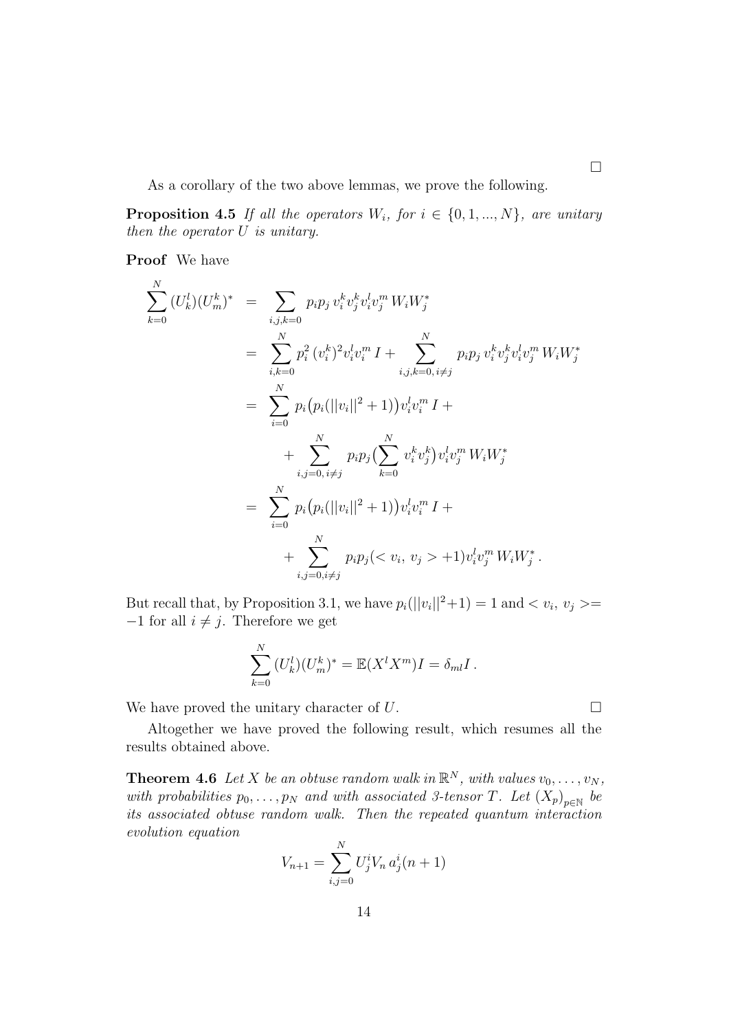□

As a corollary of the two above lemmas, we prove the following.

**Proposition 4.5** *If all the operators $W_i$, for $i \in \{0, 1, ..., N\}$, are unitary then the operator $U$ is unitary.*

**Proof** We have

$$
\begin{aligned}
\sum_{k=0}^{N} (U_k^l)(U_m^k)^* &= \sum_{i,j,k=0} p_i p_j \, v_i^k v_j^k v_i^l v_j^m \, W_i W_j^* \\
&= \sum_{i,k=0}^{N} p_i^2 \, (v_i^k)^2 v_i^l v_i^m \, I + \sum_{i,j,k=0, \, i \neq j}^{N} p_i p_j \, v_i^k v_j^k v_i^l v_j^m \, W_i W_j^* \\
&= \sum_{i=0}^{N} p_i \big( p_i (||v_i||^2 + 1) \big) v_i^l v_i^m \, I + \\
&\quad + \sum_{i,j=0, \, i \neq j}^{N} p_i p_j \big( \sum_{k=0}^{N} v_i^k v_j^k \big) v_i^l v_j^m \, W_i W_j^* \\
&= \sum_{i=0}^{N} p_i \big( p_i (||v_i||^2 + 1) \big) v_i^l v_i^m \, I + \\
&\quad + \sum_{i,j=0, i \neq j}^{N} p_i p_j (< v_i, \, v_j > + 1) v_i^l v_j^m \, W_i W_j^* \, .
\end{aligned}
$$

But recall that, by Proposition 3.1, we have $p_i(||v_i||^2 + 1) = 1$ and $< v_i, \, v_j > = -1$ for all $i \neq j$. Therefore we get

$$
\sum_{k=0}^{N} (U_k^l)(U_m^k)^* = \mathbb{E}(X^l X^m) I = \delta_{ml} I \, .
$$

We have proved the unitary character of $U$. □

Altogether we have proved the following result, which resumes all the results obtained above.

**Theorem 4.6** *Let $X$ be an obtuse random walk in $\mathbb{R}^N$, with values $v_0, \ldots, v_N$, with probabilities $p_0, \ldots, p_N$ and with associated 3-tensor $T$. Let $(X_p)_{p \in \mathbb{N}}$ be its associated obtuse random walk. Then the repeated quantum interaction evolution equation*

$$
V_{n+1} = \sum_{i,j=0}^{N} U_j^i V_n \, a_j^i(n+1)
$$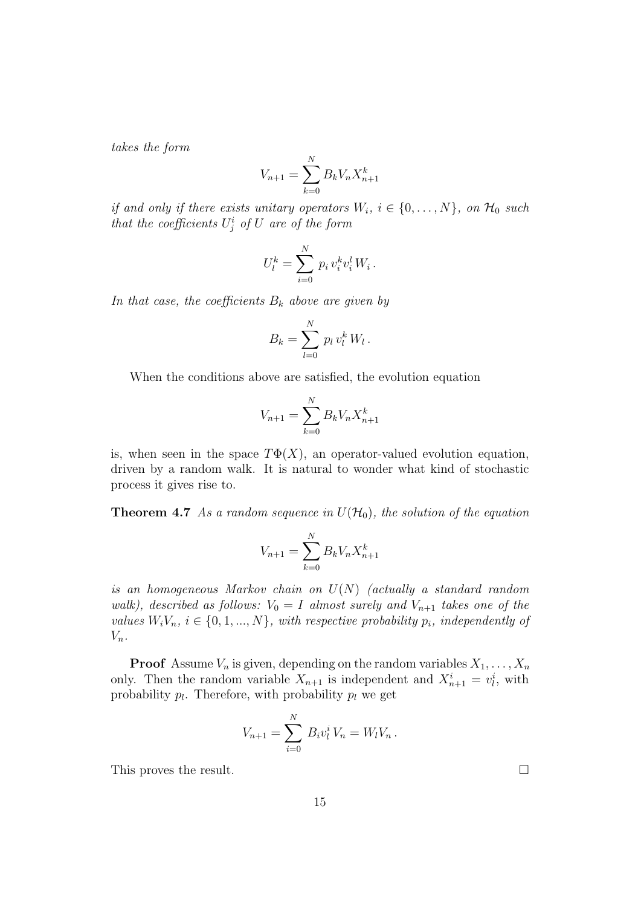*takes the form*

$$V_{n+1} = \sum_{k=0}^{N} B_k V_n X_{n+1}^k$$

*if and only if there exists unitary operators $W_i$, $i \in \{0, \ldots, N\}$, on $\mathcal{H}_0$ such that the coefficients $U_j^i$ of $U$ are of the form*

$$U_l^k = \sum_{i=0}^{N} p_i \, v_i^k v_i^l \, W_i \, .$$

*In that case, the coefficients $B_k$ above are given by*

$$B_k = \sum_{l=0}^{N} p_l \, v_l^k \, W_l \, .$$

When the conditions above are satisfied, the evolution equation

$$V_{n+1} = \sum_{k=0}^{N} B_k V_n X_{n+1}^k$$

is, when seen in the space $T\Phi(X)$, an operator-valued evolution equation, driven by a random walk. It is natural to wonder what kind of stochastic process it gives rise to.

**Theorem 4.7** *As a random sequence in $U(\mathcal{H}_0)$, the solution of the equation*

$$V_{n+1} = \sum_{k=0}^{N} B_k V_n X_{n+1}^k$$

*is an homogeneous Markov chain on $U(N)$ (actually a standard random walk), described as follows: $V_0 = I$ almost surely and $V_{n+1}$ takes one of the values $W_i V_n$, $i \in \{0, 1, ..., N\}$, with respective probability $p_i$, independently of $V_n$.*

**Proof** Assume $V_n$ is given, depending on the random variables $X_1, \ldots, X_n$ only. Then the random variable $X_{n+1}$ is independent and $X_{n+1}^i = v_l^i$, with probability $p_l$. Therefore, with probability $p_l$ we get

$$V_{n+1} = \sum_{i=0}^{N} B_i v_l^i \, V_n = W_l V_n \, .$$

This proves the result. □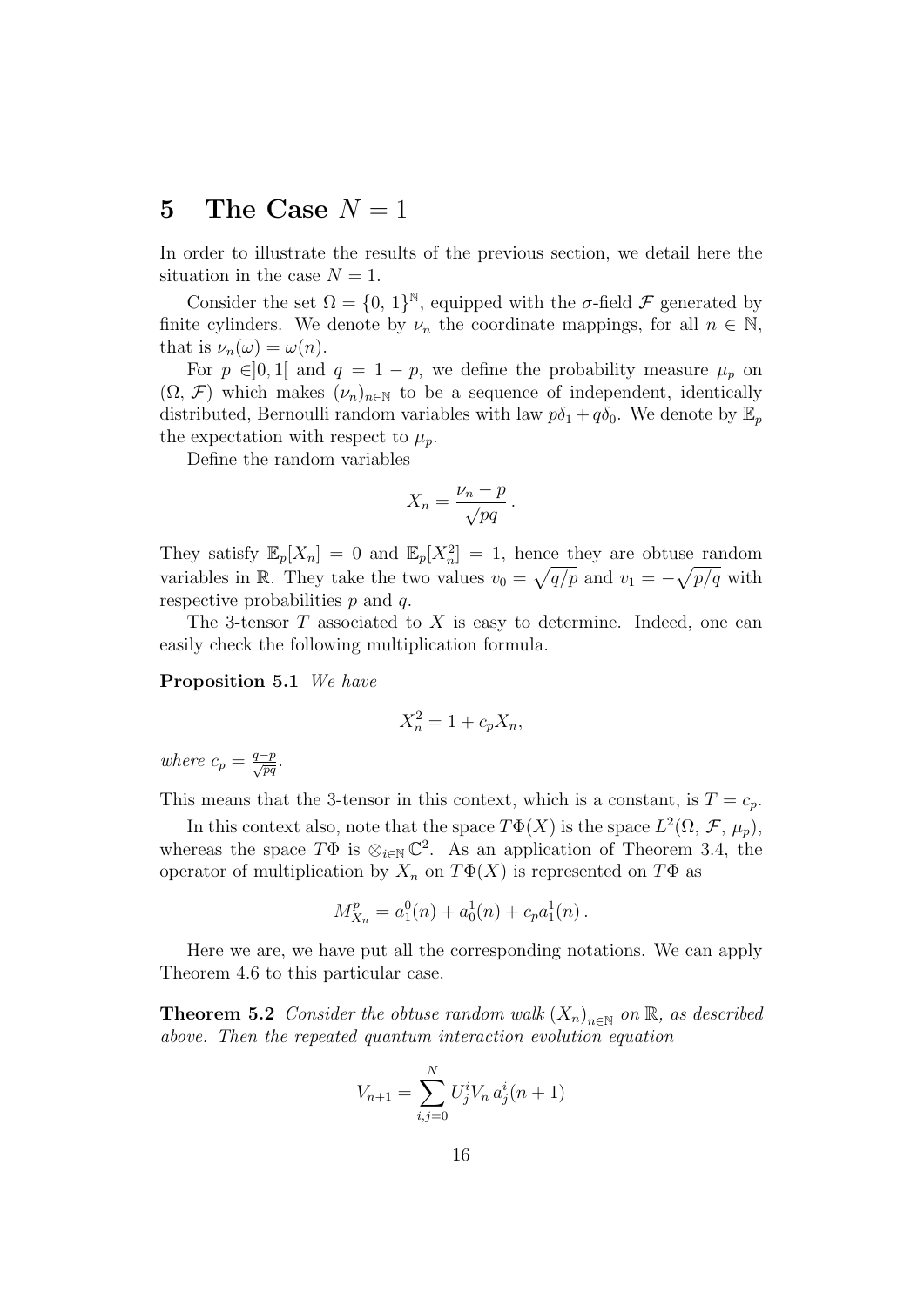## 5 The Case $N = 1$

In order to illustrate the results of the previous section, we detail here the situation in the case $N = 1$.

Consider the set $\Omega = \{0, 1\}^{\mathbb{N}}$, equipped with the $\sigma$-field $\mathcal{F}$ generated by finite cylinders. We denote by $\nu_n$ the coordinate mappings, for all $n \in \mathbb{N}$, that is $\nu_n(\omega) = \omega(n)$.

For $p \in ]0, 1[$ and $q = 1 - p$, we define the probability measure $\mu_p$ on $(\Omega, \mathcal{F})$ which makes $(\nu_n)_{n\in\mathbb{N}}$ to be a sequence of independent, identically distributed, Bernoulli random variables with law $p\delta_1 + q\delta_0$. We denote by $\mathbb{E}_p$ the expectation with respect to $\mu_p$.

Define the random variables

$$X_n = \frac{\nu_n - p}{\sqrt{pq}}\,.$$

They satisfy $\mathbb{E}_p[X_n] = 0$ and $\mathbb{E}_p[X_n^2] = 1$, hence they are obtuse random variables in $\mathbb{R}$. They take the two values $v_0 = \sqrt{q/p}$ and $v_1 = -\sqrt{p/q}$ with respective probabilities $p$ and $q$.

The 3-tensor $T$ associated to $X$ is easy to determine. Indeed, one can easily check the following multiplication formula.

**Proposition 5.1** *We have*

$$X_n^2 = 1 + c_p X_n,$$

*where* $c_p = \frac{q-p}{\sqrt{pq}}$.

This means that the 3-tensor in this context, which is a constant, is $T = c_p$.

In this context also, note that the space $T\Phi(X)$ is the space $L^2(\Omega, \mathcal{F}, \mu_p)$, whereas the space $T\Phi$ is $\otimes_{i\in\mathbb{N}}\mathbb{C}^2$. As an application of Theorem 3.4, the operator of multiplication by $X_n$ on $T\Phi(X)$ is represented on $T\Phi$ as

$$M^p_{X_n} = a^0_1(n) + a^1_0(n) + c_p a^1_1(n)\,.$$

Here we are, we have put all the corresponding notations. We can apply Theorem 4.6 to this particular case.

**Theorem 5.2** *Consider the obtuse random walk* $(X_n)_{n\in\mathbb{N}}$ *on* $\mathbb{R}$*, as described above. Then the repeated quantum interaction evolution equation*

$$V_{n+1} = \sum_{i,j=0}^{N} U^i_j V_n\, a^i_j(n+1)$$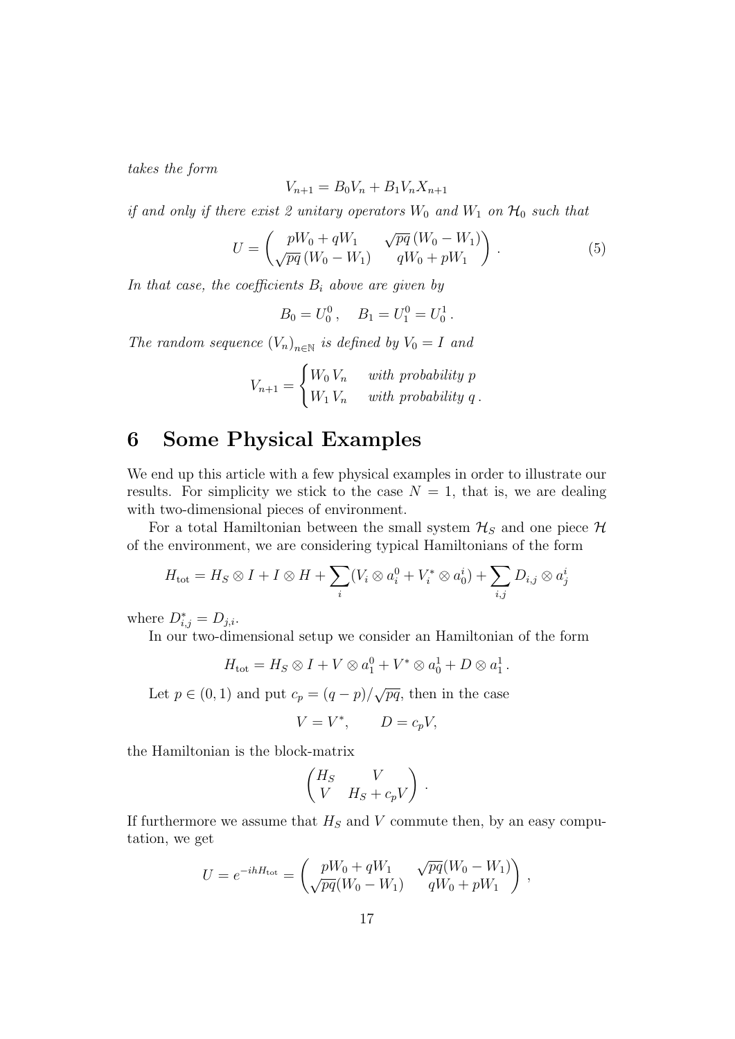*takes the form*

$$V_{n+1} = B_0 V_n + B_1 V_n X_{n+1}$$

*if and only if there exist 2 unitary operators $W_0$ and $W_1$ on $\mathcal{H}_0$ such that*

$$U = \begin{pmatrix} pW_0 + qW_1 & \sqrt{pq}\,(W_0 - W_1) \\ \sqrt{pq}\,(W_0 - W_1) & qW_0 + pW_1 \end{pmatrix} . \tag{5}$$

*In that case, the coefficients $B_i$ above are given by*

$$B_0 = U_0^0 , \quad B_1 = U_1^0 = U_0^1 .$$

*The random sequence $(V_n)_{n\in\mathbb{N}}$ is defined by $V_0 = I$ and*

$$V_{n+1} = \begin{cases} W_0\, V_n & \text{with probability } p \\ W_1\, V_n & \text{with probability } q\,. \end{cases}$$

## 6 Some Physical Examples

We end up this article with a few physical examples in order to illustrate our results. For simplicity we stick to the case $N = 1$, that is, we are dealing with two-dimensional pieces of environment.

For a total Hamiltonian between the small system $\mathcal{H}_S$ and one piece $\mathcal{H}$ of the environment, we are considering typical Hamiltonians of the form

$$H_{\text{tot}} = H_S \otimes I + I \otimes H + \sum_i (V_i \otimes a_i^0 + V_i^* \otimes a_0^i) + \sum_{i,j} D_{i,j} \otimes a_j^i$$

where $D_{i,j}^* = D_{j,i}$.

In our two-dimensional setup we consider an Hamiltonian of the form

$$H_{\text{tot}} = H_S \otimes I + V \otimes a_1^0 + V^* \otimes a_0^1 + D \otimes a_1^1 .$$

Let $p \in (0, 1)$ and put $c_p = (q - p)/\sqrt{pq}$, then in the case

$$V = V^*, \qquad D = c_p V,$$

the Hamiltonian is the block-matrix

$$\begin{pmatrix} H_S & V \\ V & H_S + c_p V \end{pmatrix} .$$

If furthermore we assume that $H_S$ and $V$ commute then, by an easy computation, we get

$$U = e^{-ihH_{\text{tot}}} = \begin{pmatrix} pW_0 + qW_1 & \sqrt{pq}(W_0 - W_1) \\ \sqrt{pq}(W_0 - W_1) & qW_0 + pW_1 \end{pmatrix} ,$$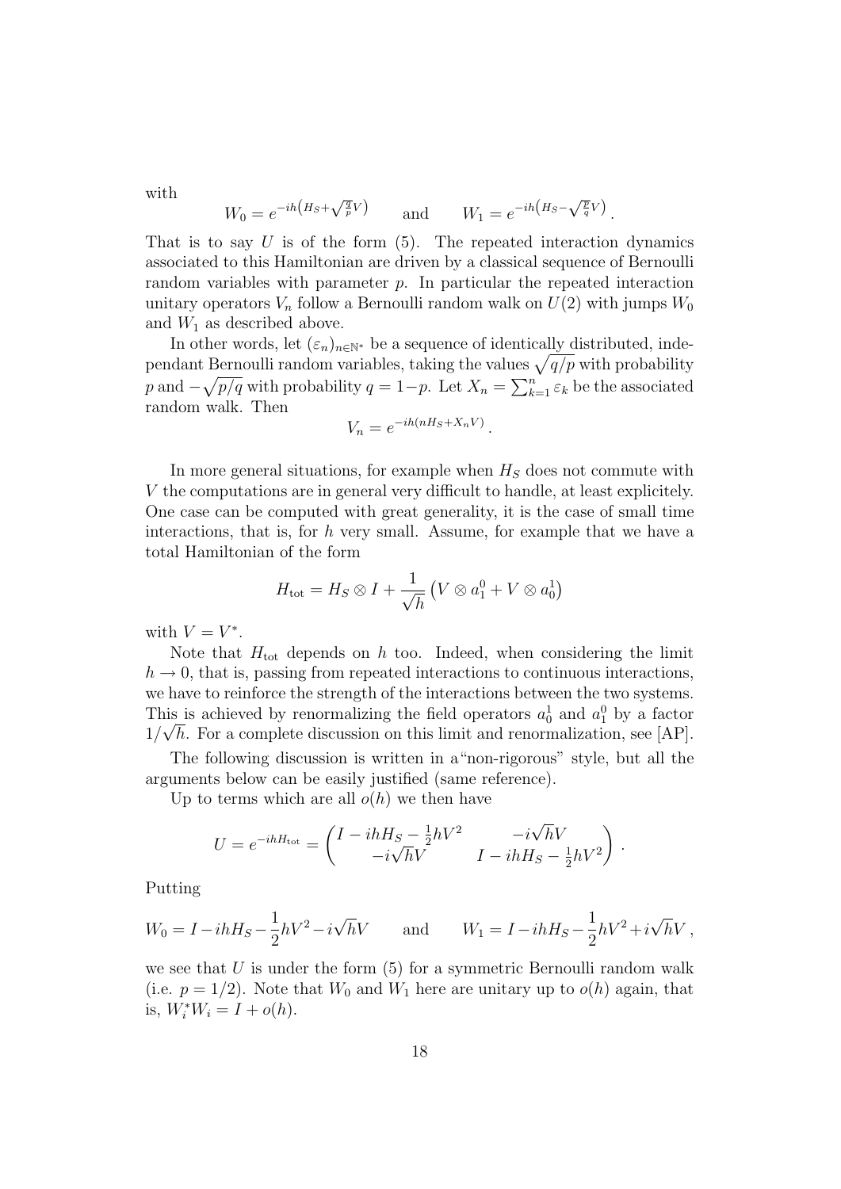with

$$W_0 = e^{-ih\left(H_S + \sqrt{\frac{q}{p}}V\right)} \qquad \text{and} \qquad W_1 = e^{-ih\left(H_S - \sqrt{\frac{p}{q}}V\right)}.$$

That is to say $U$ is of the form (5). The repeated interaction dynamics associated to this Hamiltonian are driven by a classical sequence of Bernoulli random variables with parameter $p$. In particular the repeated interaction unitary operators $V_n$ follow a Bernoulli random walk on $U(2)$ with jumps $W_0$ and $W_1$ as described above.

In other words, let $(\varepsilon_n)_{n\in\mathbb{N}^*}$ be a sequence of identically distributed, independant Bernoulli random variables, taking the values $\sqrt{q/p}$ with probability $p$ and $-\sqrt{p/q}$ with probability $q = 1-p$. Let $X_n = \sum_{k=1}^n \varepsilon_k$ be the associated random walk. Then

$$V_n = e^{-ih(nH_S + X_n V)}.$$

In more general situations, for example when $H_S$ does not commute with $V$ the computations are in general very difficult to handle, at least explicitely. One case can be computed with great generality, it is the case of small time interactions, that is, for $h$ very small. Assume, for example that we have a total Hamiltonian of the form

$$H_{\text{tot}} = H_S \otimes I + \frac{1}{\sqrt{h}}\left(V \otimes a_1^0 + V \otimes a_0^1\right)$$

with $V = V^*$.

Note that $H_{\text{tot}}$ depends on $h$ too. Indeed, when considering the limit $h \to 0$, that is, passing from repeated interactions to continuous interactions, we have to reinforce the strength of the interactions between the two systems. This is achieved by renormalizing the field operators $a_0^1$ and $a_1^0$ by a factor $1/\sqrt{h}$. For a complete discussion on this limit and renormalization, see [AP].

The following discussion is written in a"non-rigorous" style, but all the arguments below can be easily justified (same reference).

Up to terms which are all $o(h)$ we then have

$$U = e^{-ihH_{\text{tot}}} = \begin{pmatrix} I - ihH_S - \frac{1}{2}hV^2 & -i\sqrt{h}V \\ -i\sqrt{h}V & I - ihH_S - \frac{1}{2}hV^2 \end{pmatrix}.$$

Putting

$$W_0 = I - ihH_S - \frac{1}{2}hV^2 - i\sqrt{h}V \qquad \text{and} \qquad W_1 = I - ihH_S - \frac{1}{2}hV^2 + i\sqrt{h}V,$$

we see that $U$ is under the form (5) for a symmetric Bernoulli random walk (i.e. $p = 1/2$). Note that $W_0$ and $W_1$ here are unitary up to $o(h)$ again, that is, $W_i^* W_i = I + o(h)$.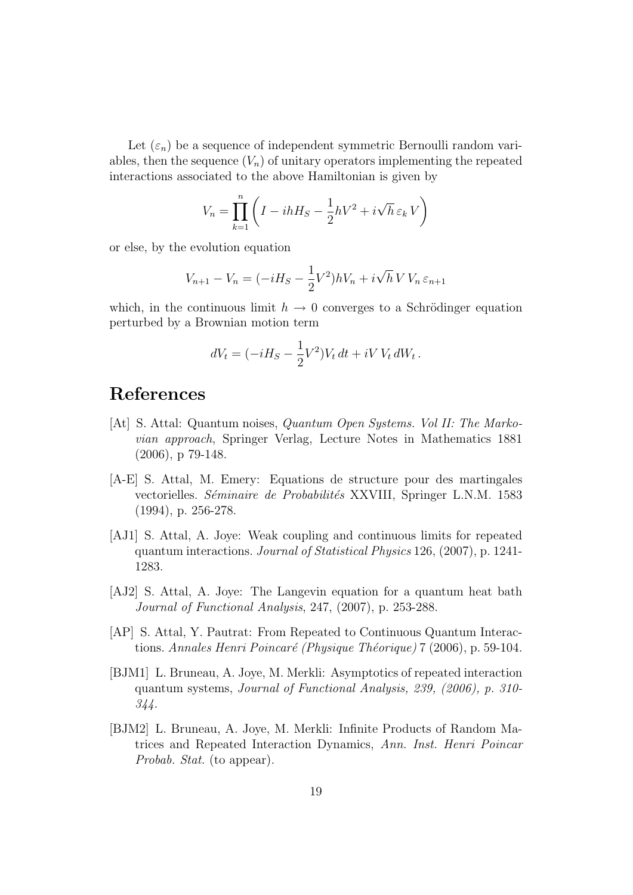Let $(\varepsilon_n)$ be a sequence of independent symmetric Bernoulli random variables, then the sequence $(V_n)$ of unitary operators implementing the repeated interactions associated to the above Hamiltonian is given by

$$V_n = \prod_{k=1}^{n} \left( I - ihH_S - \frac{1}{2}hV^2 + i\sqrt{h}\,\varepsilon_k\,V \right)$$

or else, by the evolution equation

$$V_{n+1} - V_n = (-iH_S - \frac{1}{2}V^2)hV_n + i\sqrt{h}\,V\,V_n\,\varepsilon_{n+1}$$

which, in the continuous limit $h \to 0$ converges to a Schrödinger equation perturbed by a Brownian motion term

$$dV_t = (-iH_S - \frac{1}{2}V^2)V_t\,dt + iV\,V_t\,dW_t\,.$$

# References

[At] S. Attal: Quantum noises, *Quantum Open Systems. Vol II: The Markovian approach*, Springer Verlag, Lecture Notes in Mathematics 1881 (2006), p 79-148.

[A-E] S. Attal, M. Emery: Equations de structure pour des martingales vectorielles. *Séminaire de Probabilités* XXVIII, Springer L.N.M. 1583 (1994), p. 256-278.

[AJ1] S. Attal, A. Joye: Weak coupling and continuous limits for repeated quantum interactions. *Journal of Statistical Physics* 126, (2007), p. 1241-1283.

[AJ2] S. Attal, A. Joye: The Langevin equation for a quantum heat bath *Journal of Functional Analysis*, 247, (2007), p. 253-288.

[AP] S. Attal, Y. Pautrat: From Repeated to Continuous Quantum Interactions. *Annales Henri Poincaré (Physique Théorique)* 7 (2006), p. 59-104.

[BJM1] L. Bruneau, A. Joye, M. Merkli: Asymptotics of repeated interaction quantum systems, *Journal of Functional Analysis, 239, (2006), p. 310-344.*

[BJM2] L. Bruneau, A. Joye, M. Merkli: Infinite Products of Random Matrices and Repeated Interaction Dynamics, *Ann. Inst. Henri Poincar Probab. Stat.* (to appear).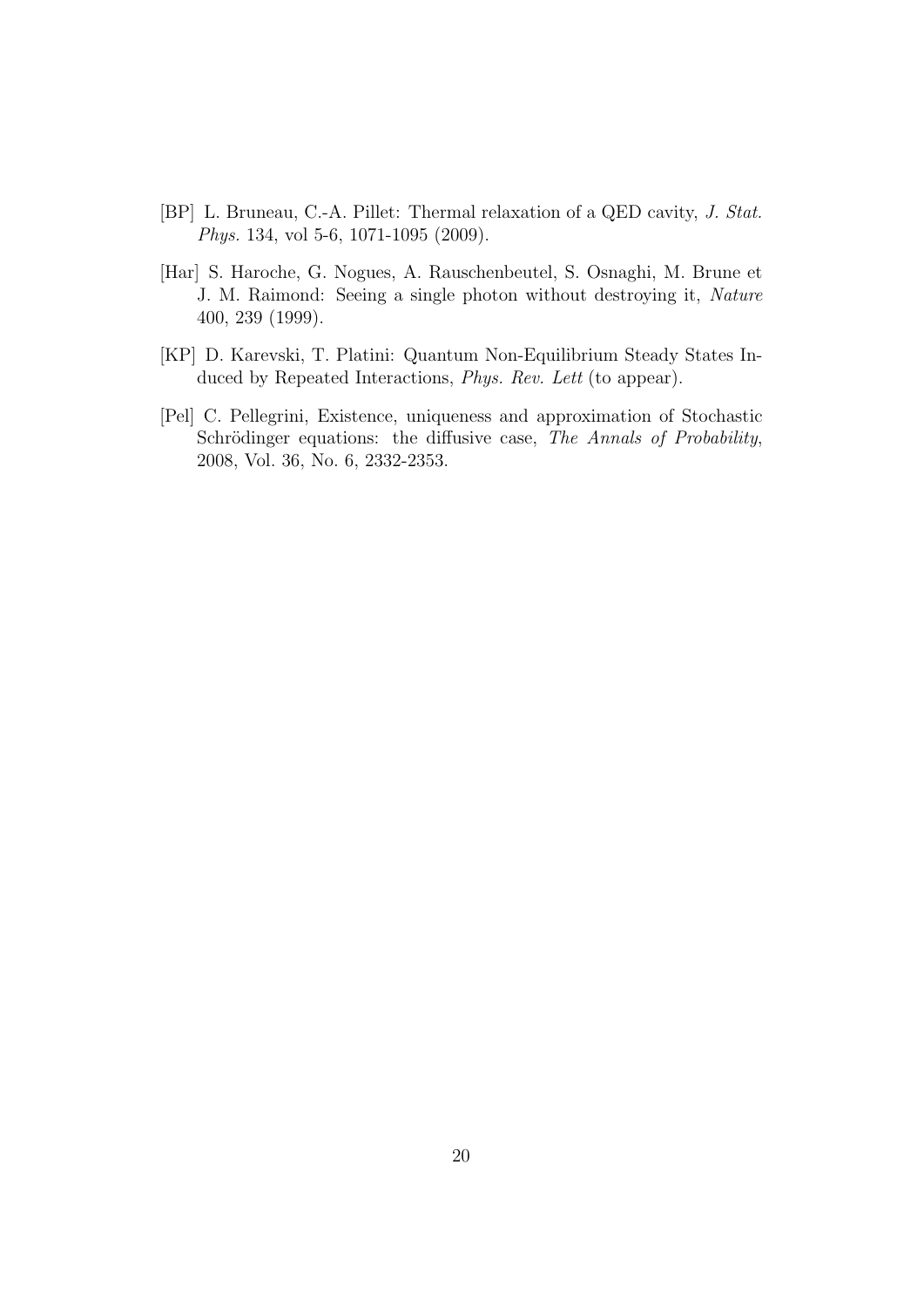[BP] L. Bruneau, C.-A. Pillet: Thermal relaxation of a QED cavity, *J. Stat. Phys.* 134, vol 5-6, 1071-1095 (2009).

[Har] S. Haroche, G. Nogues, A. Rauschenbeutel, S. Osnaghi, M. Brune et J. M. Raimond: Seeing a single photon without destroying it, *Nature* 400, 239 (1999).

[KP] D. Karevski, T. Platini: Quantum Non-Equilibrium Steady States Induced by Repeated Interactions, *Phys. Rev. Lett* (to appear).

[Pel] C. Pellegrini, Existence, uniqueness and approximation of Stochastic Schrödinger equations: the diffusive case, *The Annals of Probability*, 2008, Vol. 36, No. 6, 2332-2353.